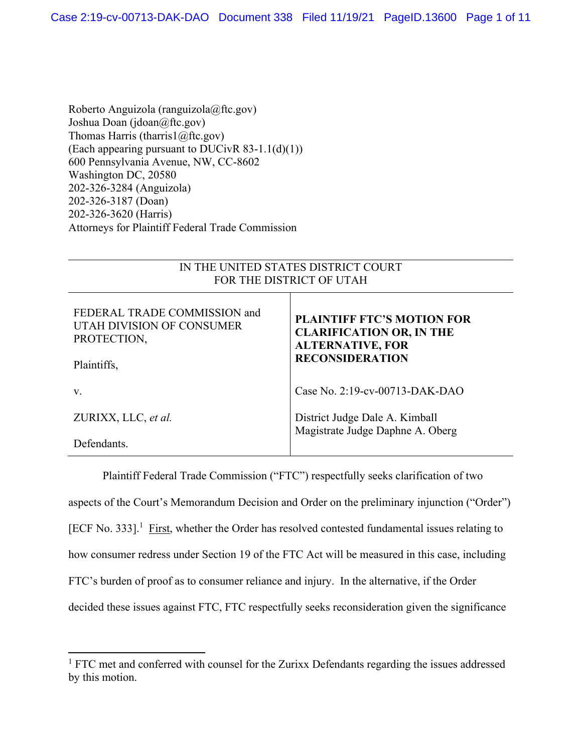Roberto Anguizola (ranguizola@ftc.gov)
Joshua Doan (jdoan@ftc.gov)
Thomas Harris (tharris1@ftc.gov)
(Each appearing pursuant to DUCivR 83-1.1(d)(1))
600 Pennsylvania Avenue, NW, CC-8602
Washington DC, 20580
202-326-3284 (Anguizola)
202-326-3187 (Doan)
202-326-3620 (Harris)
Attorneys for Plaintiff Federal Trade Commission

IN THE UNITED STATES DISTRICT COURT
FOR THE DISTRICT OF UTAH

| | |
|---|---|
| FEDERAL TRADE COMMISSION and UTAH DIVISION OF CONSUMER PROTECTION,<br><br>Plaintiffs,<br><br>v.<br><br>ZURIXX, LLC, *et al.*<br><br>Defendants. | **PLAINTIFF FTC'S MOTION FOR CLARIFICATION OR, IN THE ALTERNATIVE, FOR RECONSIDERATION**<br><br>Case No. 2:19-cv-00713-DAK-DAO<br><br>District Judge Dale A. Kimball<br>Magistrate Judge Daphne A. Oberg |

Plaintiff Federal Trade Commission ("FTC") respectfully seeks clarification of two aspects of the Court's Memorandum Decision and Order on the preliminary injunction ("Order") [ECF No. 333].[1] First, whether the Order has resolved contested fundamental issues relating to how consumer redress under Section 19 of the FTC Act will be measured in this case, including FTC's burden of proof as to consumer reliance and injury. In the alternative, if the Order decided these issues against FTC, FTC respectfully seeks reconsideration given the significance

[1] FTC met and conferred with counsel for the Zurixx Defendants regarding the issues addressed by this motion.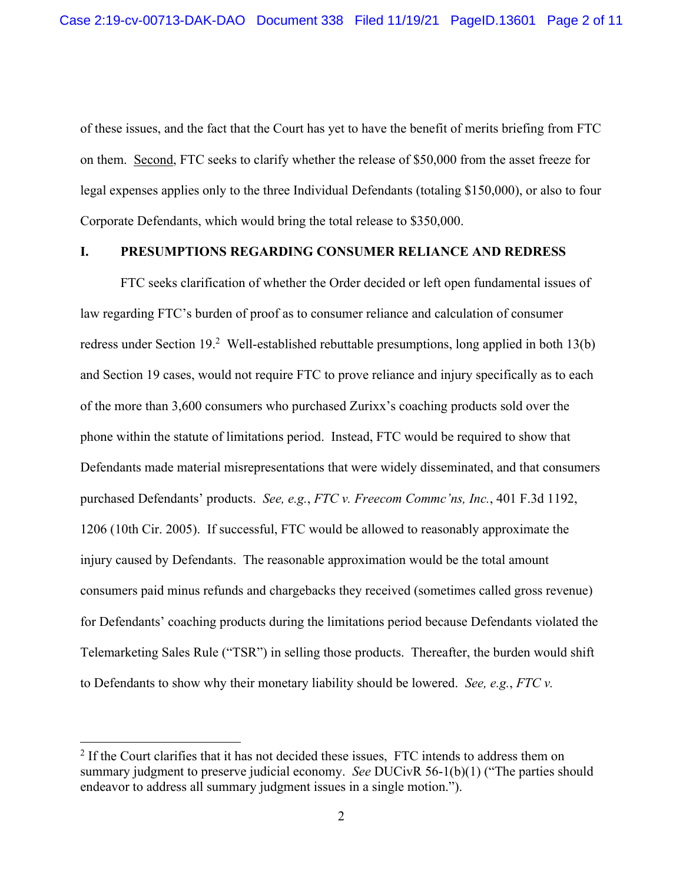of these issues, and the fact that the Court has yet to have the benefit of merits briefing from FTC on them. Second, FTC seeks to clarify whether the release of $50,000 from the asset freeze for legal expenses applies only to the three Individual Defendants (totaling $150,000), or also to four Corporate Defendants, which would bring the total release to $350,000.

## I. PRESUMPTIONS REGARDING CONSUMER RELIANCE AND REDRESS

FTC seeks clarification of whether the Order decided or left open fundamental issues of law regarding FTC's burden of proof as to consumer reliance and calculation of consumer redress under Section 19.[2] Well-established rebuttable presumptions, long applied in both 13(b) and Section 19 cases, would not require FTC to prove reliance and injury specifically as to each of the more than 3,600 consumers who purchased Zurixx's coaching products sold over the phone within the statute of limitations period. Instead, FTC would be required to show that Defendants made material misrepresentations that were widely disseminated, and that consumers purchased Defendants' products. *See, e.g.*, *FTC v. Freecom Commc'ns, Inc.*, 401 F.3d 1192, 1206 (10th Cir. 2005). If successful, FTC would be allowed to reasonably approximate the injury caused by Defendants. The reasonable approximation would be the total amount consumers paid minus refunds and chargebacks they received (sometimes called gross revenue) for Defendants' coaching products during the limitations period because Defendants violated the Telemarketing Sales Rule ("TSR") in selling those products. Thereafter, the burden would shift to Defendants to show why their monetary liability should be lowered. *See, e.g.*, *FTC v.*

[2] If the Court clarifies that it has not decided these issues, FTC intends to address them on summary judgment to preserve judicial economy. *See* DUCivR 56-1(b)(1) ("The parties should endeavor to address all summary judgment issues in a single motion.").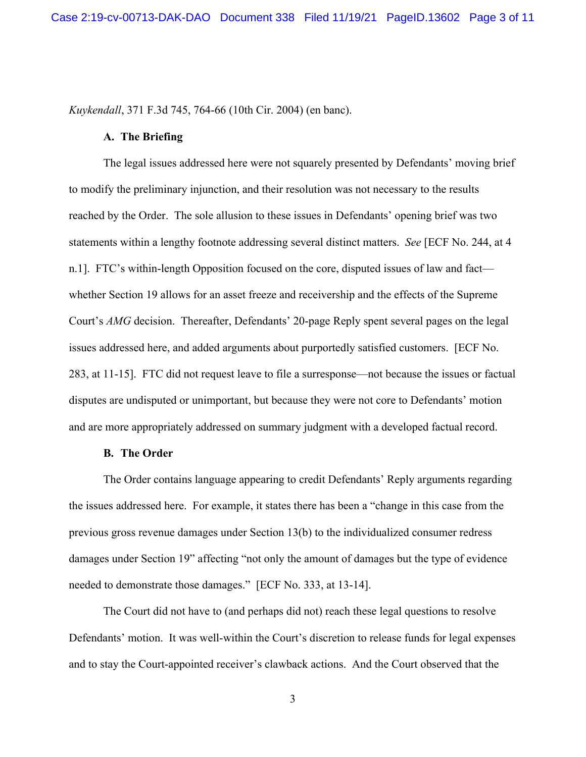*Kuykendall*, 371 F.3d 745, 764-66 (10th Cir. 2004) (en banc).

**A. The Briefing**

The legal issues addressed here were not squarely presented by Defendants' moving brief to modify the preliminary injunction, and their resolution was not necessary to the results reached by the Order. The sole allusion to these issues in Defendants' opening brief was two statements within a lengthy footnote addressing several distinct matters. *See* [ECF No. 244, at 4 n.1]. FTC's within-length Opposition focused on the core, disputed issues of law and fact—whether Section 19 allows for an asset freeze and receivership and the effects of the Supreme Court's *AMG* decision. Thereafter, Defendants' 20-page Reply spent several pages on the legal issues addressed here, and added arguments about purportedly satisfied customers. [ECF No. 283, at 11-15]. FTC did not request leave to file a surresponse—not because the issues or factual disputes are undisputed or unimportant, but because they were not core to Defendants' motion and are more appropriately addressed on summary judgment with a developed factual record.

**B. The Order**

The Order contains language appearing to credit Defendants' Reply arguments regarding the issues addressed here. For example, it states there has been a "change in this case from the previous gross revenue damages under Section 13(b) to the individualized consumer redress damages under Section 19" affecting "not only the amount of damages but the type of evidence needed to demonstrate those damages." [ECF No. 333, at 13-14].

The Court did not have to (and perhaps did not) reach these legal questions to resolve Defendants' motion. It was well-within the Court's discretion to release funds for legal expenses and to stay the Court-appointed receiver's clawback actions. And the Court observed that the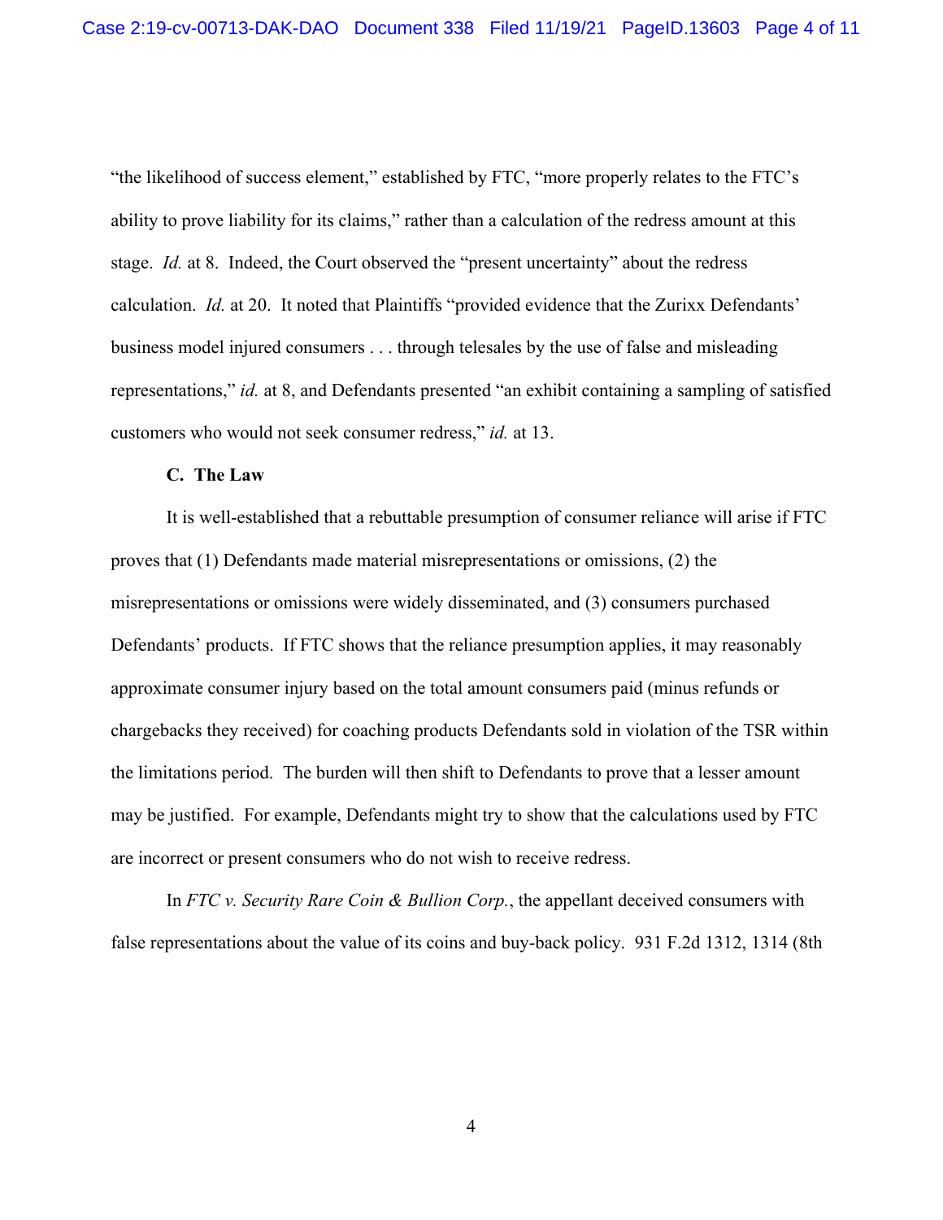"the likelihood of success element," established by FTC, "more properly relates to the FTC's ability to prove liability for its claims," rather than a calculation of the redress amount at this stage. *Id.* at 8. Indeed, the Court observed the "present uncertainty" about the redress calculation. *Id.* at 20. It noted that Plaintiffs "provided evidence that the Zurixx Defendants' business model injured consumers . . . through telesales by the use of false and misleading representations," *id.* at 8, and Defendants presented "an exhibit containing a sampling of satisfied customers who would not seek consumer redress," *id.* at 13.

**C. The Law**

It is well-established that a rebuttable presumption of consumer reliance will arise if FTC proves that (1) Defendants made material misrepresentations or omissions, (2) the misrepresentations or omissions were widely disseminated, and (3) consumers purchased Defendants' products. If FTC shows that the reliance presumption applies, it may reasonably approximate consumer injury based on the total amount consumers paid (minus refunds or chargebacks they received) for coaching products Defendants sold in violation of the TSR within the limitations period. The burden will then shift to Defendants to prove that a lesser amount may be justified. For example, Defendants might try to show that the calculations used by FTC are incorrect or present consumers who do not wish to receive redress.

In *FTC v. Security Rare Coin & Bullion Corp.*, the appellant deceived consumers with false representations about the value of its coins and buy-back policy. 931 F.2d 1312, 1314 (8th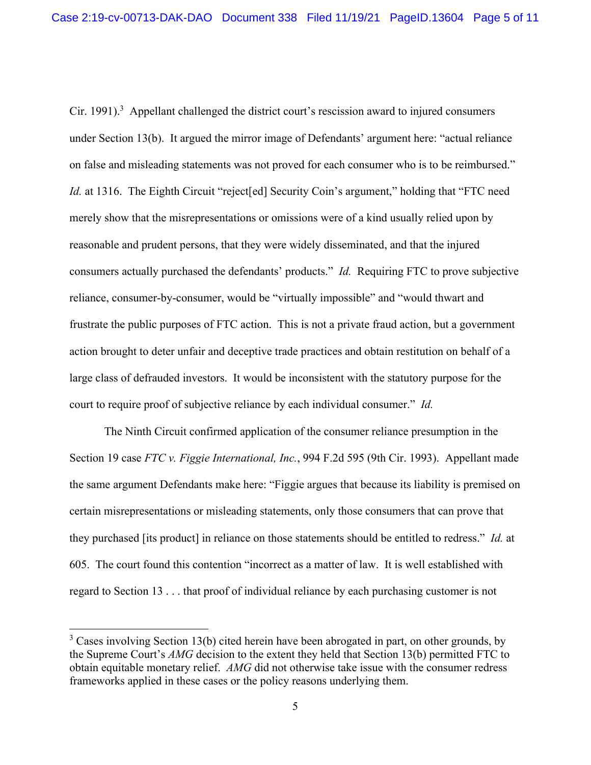Cir. 1991).[3] Appellant challenged the district court's rescission award to injured consumers under Section 13(b). It argued the mirror image of Defendants' argument here: "actual reliance on false and misleading statements was not proved for each consumer who is to be reimbursed." *Id.* at 1316. The Eighth Circuit "reject[ed] Security Coin's argument," holding that "FTC need merely show that the misrepresentations or omissions were of a kind usually relied upon by reasonable and prudent persons, that they were widely disseminated, and that the injured consumers actually purchased the defendants' products." *Id.* Requiring FTC to prove subjective reliance, consumer-by-consumer, would be "virtually impossible" and "would thwart and frustrate the public purposes of FTC action. This is not a private fraud action, but a government action brought to deter unfair and deceptive trade practices and obtain restitution on behalf of a large class of defrauded investors. It would be inconsistent with the statutory purpose for the court to require proof of subjective reliance by each individual consumer." *Id.*

The Ninth Circuit confirmed application of the consumer reliance presumption in the Section 19 case *FTC v. Figgie International, Inc.*, 994 F.2d 595 (9th Cir. 1993). Appellant made the same argument Defendants make here: "Figgie argues that because its liability is premised on certain misrepresentations or misleading statements, only those consumers that can prove that they purchased [its product] in reliance on those statements should be entitled to redress." *Id.* at 605. The court found this contention "incorrect as a matter of law. It is well established with regard to Section 13 . . . that proof of individual reliance by each purchasing customer is not

---

[3] Cases involving Section 13(b) cited herein have been abrogated in part, on other grounds, by the Supreme Court's *AMG* decision to the extent they held that Section 13(b) permitted FTC to obtain equitable monetary relief. *AMG* did not otherwise take issue with the consumer redress frameworks applied in these cases or the policy reasons underlying them.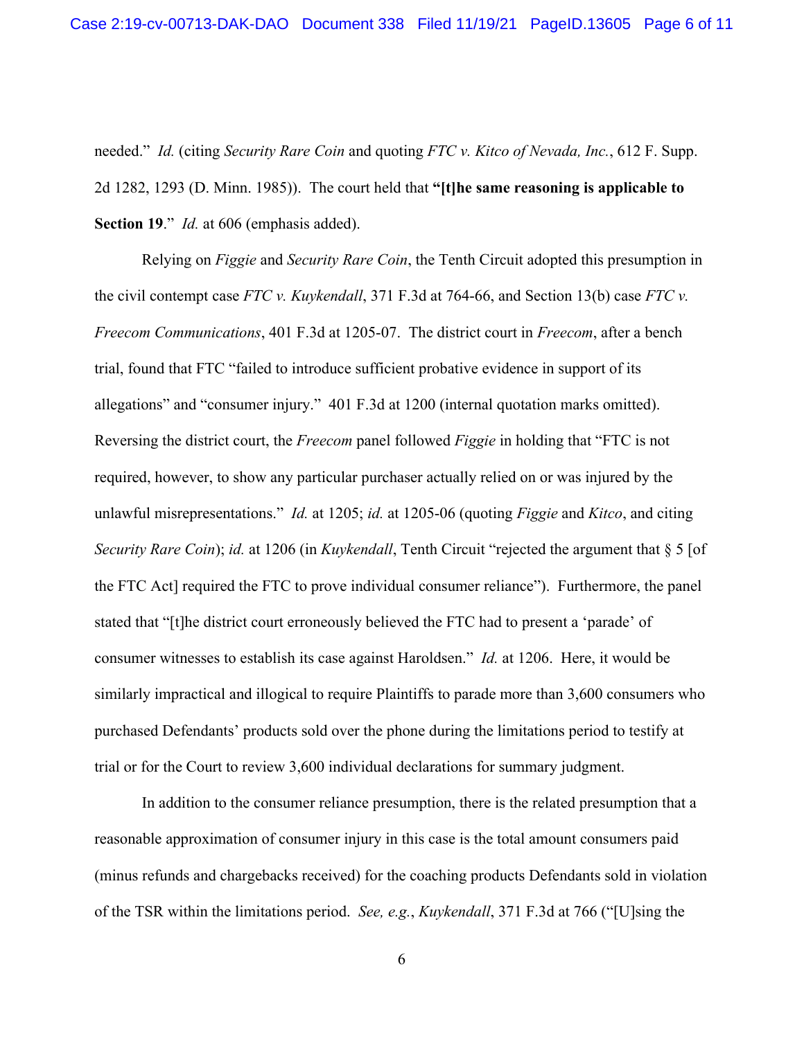needed." *Id.* (citing *Security Rare Coin* and quoting *FTC v. Kitco of Nevada, Inc.*, 612 F. Supp. 2d 1282, 1293 (D. Minn. 1985)). The court held that **"[t]he same reasoning is applicable to Section 19**." *Id.* at 606 (emphasis added).

Relying on *Figgie* and *Security Rare Coin*, the Tenth Circuit adopted this presumption in the civil contempt case *FTC v. Kuykendall*, 371 F.3d at 764-66, and Section 13(b) case *FTC v. Freecom Communications*, 401 F.3d at 1205-07. The district court in *Freecom*, after a bench trial, found that FTC "failed to introduce sufficient probative evidence in support of its allegations" and "consumer injury." 401 F.3d at 1200 (internal quotation marks omitted). Reversing the district court, the *Freecom* panel followed *Figgie* in holding that "FTC is not required, however, to show any particular purchaser actually relied on or was injured by the unlawful misrepresentations." *Id.* at 1205; *id.* at 1205-06 (quoting *Figgie* and *Kitco*, and citing *Security Rare Coin*); *id.* at 1206 (in *Kuykendall*, Tenth Circuit "rejected the argument that § 5 [of the FTC Act] required the FTC to prove individual consumer reliance"). Furthermore, the panel stated that "[t]he district court erroneously believed the FTC had to present a 'parade' of consumer witnesses to establish its case against Haroldsen." *Id.* at 1206. Here, it would be similarly impractical and illogical to require Plaintiffs to parade more than 3,600 consumers who purchased Defendants' products sold over the phone during the limitations period to testify at trial or for the Court to review 3,600 individual declarations for summary judgment.

In addition to the consumer reliance presumption, there is the related presumption that a reasonable approximation of consumer injury in this case is the total amount consumers paid (minus refunds and chargebacks received) for the coaching products Defendants sold in violation of the TSR within the limitations period. *See, e.g.*, *Kuykendall*, 371 F.3d at 766 ("[U]sing the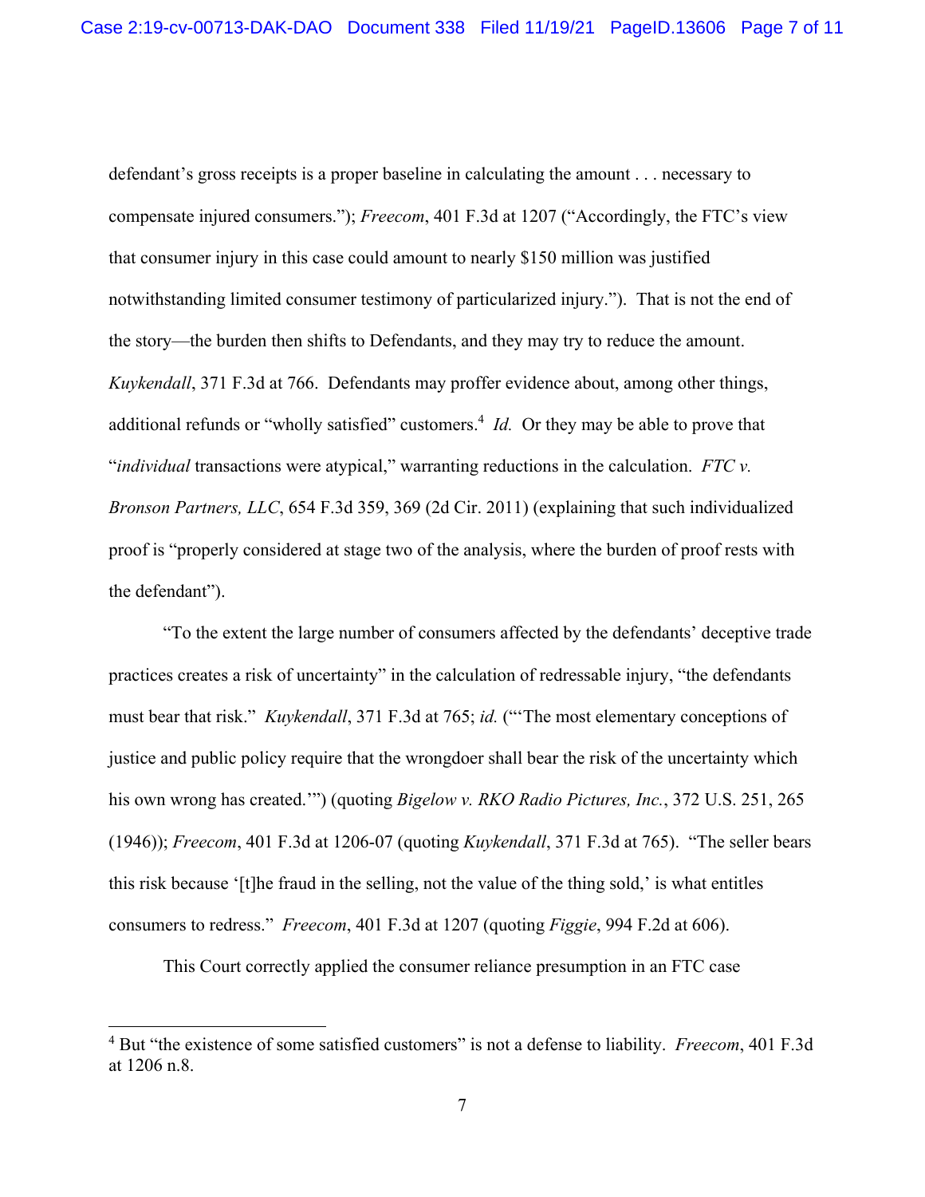defendant's gross receipts is a proper baseline in calculating the amount . . . necessary to compensate injured consumers."); *Freecom*, 401 F.3d at 1207 ("Accordingly, the FTC's view that consumer injury in this case could amount to nearly $150 million was justified notwithstanding limited consumer testimony of particularized injury."). That is not the end of the story—the burden then shifts to Defendants, and they may try to reduce the amount. *Kuykendall*, 371 F.3d at 766. Defendants may proffer evidence about, among other things, additional refunds or "wholly satisfied" customers.[4] *Id.* Or they may be able to prove that "*individual* transactions were atypical," warranting reductions in the calculation. *FTC v. Bronson Partners, LLC*, 654 F.3d 359, 369 (2d Cir. 2011) (explaining that such individualized proof is "properly considered at stage two of the analysis, where the burden of proof rests with the defendant").

"To the extent the large number of consumers affected by the defendants' deceptive trade practices creates a risk of uncertainty" in the calculation of redressable injury, "the defendants must bear that risk." *Kuykendall*, 371 F.3d at 765; *id.* ("'The most elementary conceptions of justice and public policy require that the wrongdoer shall bear the risk of the uncertainty which his own wrong has created.'") (quoting *Bigelow v. RKO Radio Pictures, Inc.*, 372 U.S. 251, 265 (1946)); *Freecom*, 401 F.3d at 1206-07 (quoting *Kuykendall*, 371 F.3d at 765). "The seller bears this risk because '[t]he fraud in the selling, not the value of the thing sold,' is what entitles consumers to redress." *Freecom*, 401 F.3d at 1207 (quoting *Figgie*, 994 F.2d at 606).

This Court correctly applied the consumer reliance presumption in an FTC case

---

[4] But "the existence of some satisfied customers" is not a defense to liability. *Freecom*, 401 F.3d at 1206 n.8.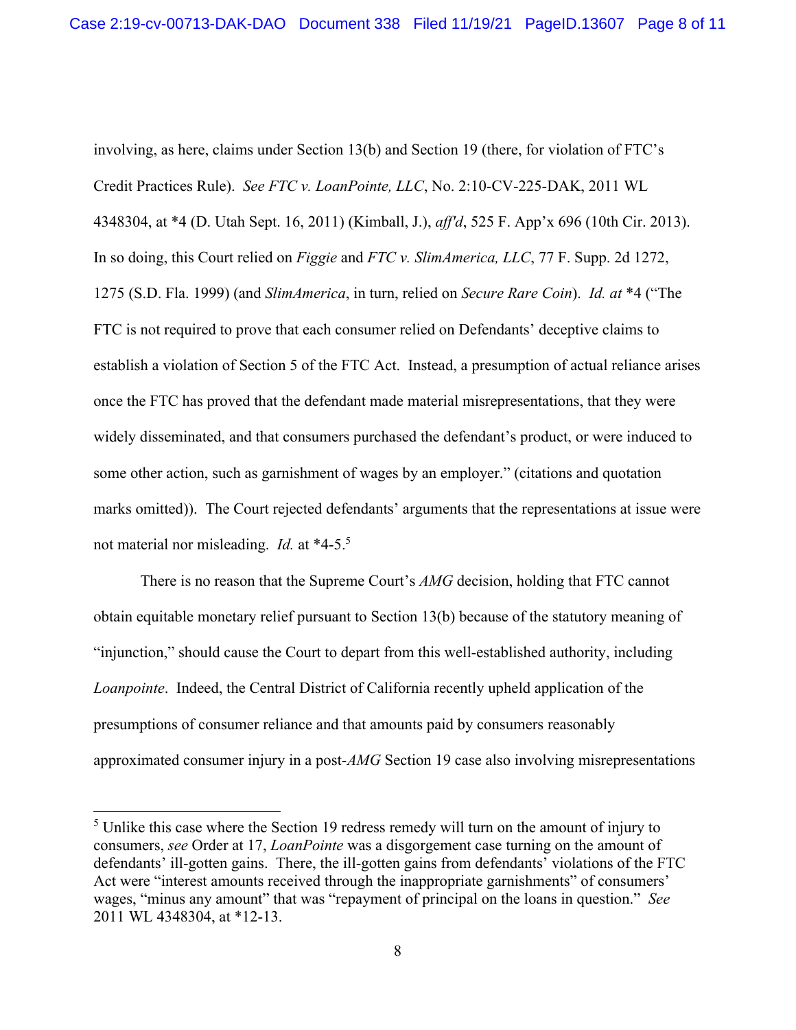involving, as here, claims under Section 13(b) and Section 19 (there, for violation of FTC's Credit Practices Rule). *See FTC v. LoanPointe, LLC*, No. 2:10-CV-225-DAK, 2011 WL 4348304, at *4 (D. Utah Sept. 16, 2011) (Kimball, J.), *aff'd*, 525 F. App'x 696 (10th Cir. 2013). In so doing, this Court relied on *Figgie* and *FTC v. SlimAmerica, LLC*, 77 F. Supp. 2d 1272, 1275 (S.D. Fla. 1999) (and *SlimAmerica*, in turn, relied on *Secure Rare Coin*). *Id. at* *4 ("The FTC is not required to prove that each consumer relied on Defendants' deceptive claims to establish a violation of Section 5 of the FTC Act. Instead, a presumption of actual reliance arises once the FTC has proved that the defendant made material misrepresentations, that they were widely disseminated, and that consumers purchased the defendant's product, or were induced to some other action, such as garnishment of wages by an employer." (citations and quotation marks omitted)). The Court rejected defendants' arguments that the representations at issue were not material nor misleading. *Id.* at *4-5.[5]

There is no reason that the Supreme Court's *AMG* decision, holding that FTC cannot obtain equitable monetary relief pursuant to Section 13(b) because of the statutory meaning of "injunction," should cause the Court to depart from this well-established authority, including *Loanpointe*. Indeed, the Central District of California recently upheld application of the presumptions of consumer reliance and that amounts paid by consumers reasonably approximated consumer injury in a post-*AMG* Section 19 case also involving misrepresentations

---

[5] Unlike this case where the Section 19 redress remedy will turn on the amount of injury to consumers, *see* Order at 17, *LoanPointe* was a disgorgement case turning on the amount of defendants' ill-gotten gains. There, the ill-gotten gains from defendants' violations of the FTC Act were "interest amounts received through the inappropriate garnishments" of consumers' wages, "minus any amount" that was "repayment of principal on the loans in question." *See* 2011 WL 4348304, at *12-13.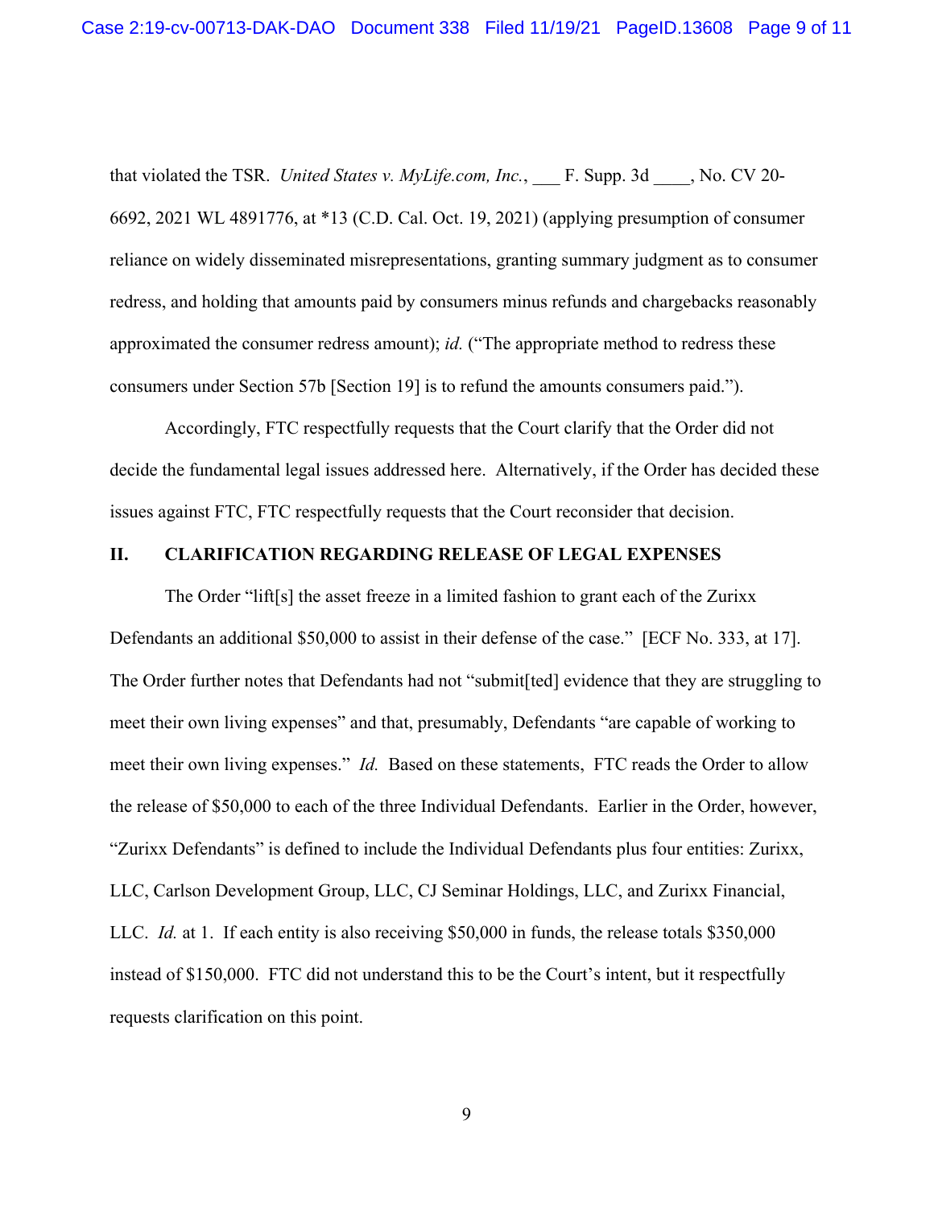that violated the TSR. *United States v. MyLife.com, Inc.*, ___ F. Supp. 3d ____, No. CV 20-6692, 2021 WL 4891776, at *13 (C.D. Cal. Oct. 19, 2021) (applying presumption of consumer reliance on widely disseminated misrepresentations, granting summary judgment as to consumer redress, and holding that amounts paid by consumers minus refunds and chargebacks reasonably approximated the consumer redress amount); *id.* ("The appropriate method to redress these consumers under Section 57b [Section 19] is to refund the amounts consumers paid.").

Accordingly, FTC respectfully requests that the Court clarify that the Order did not decide the fundamental legal issues addressed here. Alternatively, if the Order has decided these issues against FTC, FTC respectfully requests that the Court reconsider that decision.

## II. CLARIFICATION REGARDING RELEASE OF LEGAL EXPENSES

The Order "lift[s] the asset freeze in a limited fashion to grant each of the Zurixx Defendants an additional $50,000 to assist in their defense of the case." [ECF No. 333, at 17]. The Order further notes that Defendants had not "submit[ted] evidence that they are struggling to meet their own living expenses" and that, presumably, Defendants "are capable of working to meet their own living expenses." *Id.* Based on these statements, FTC reads the Order to allow the release of $50,000 to each of the three Individual Defendants. Earlier in the Order, however, "Zurixx Defendants" is defined to include the Individual Defendants plus four entities: Zurixx, LLC, Carlson Development Group, LLC, CJ Seminar Holdings, LLC, and Zurixx Financial, LLC. *Id.* at 1. If each entity is also receiving $50,000 in funds, the release totals $350,000 instead of $150,000. FTC did not understand this to be the Court's intent, but it respectfully requests clarification on this point.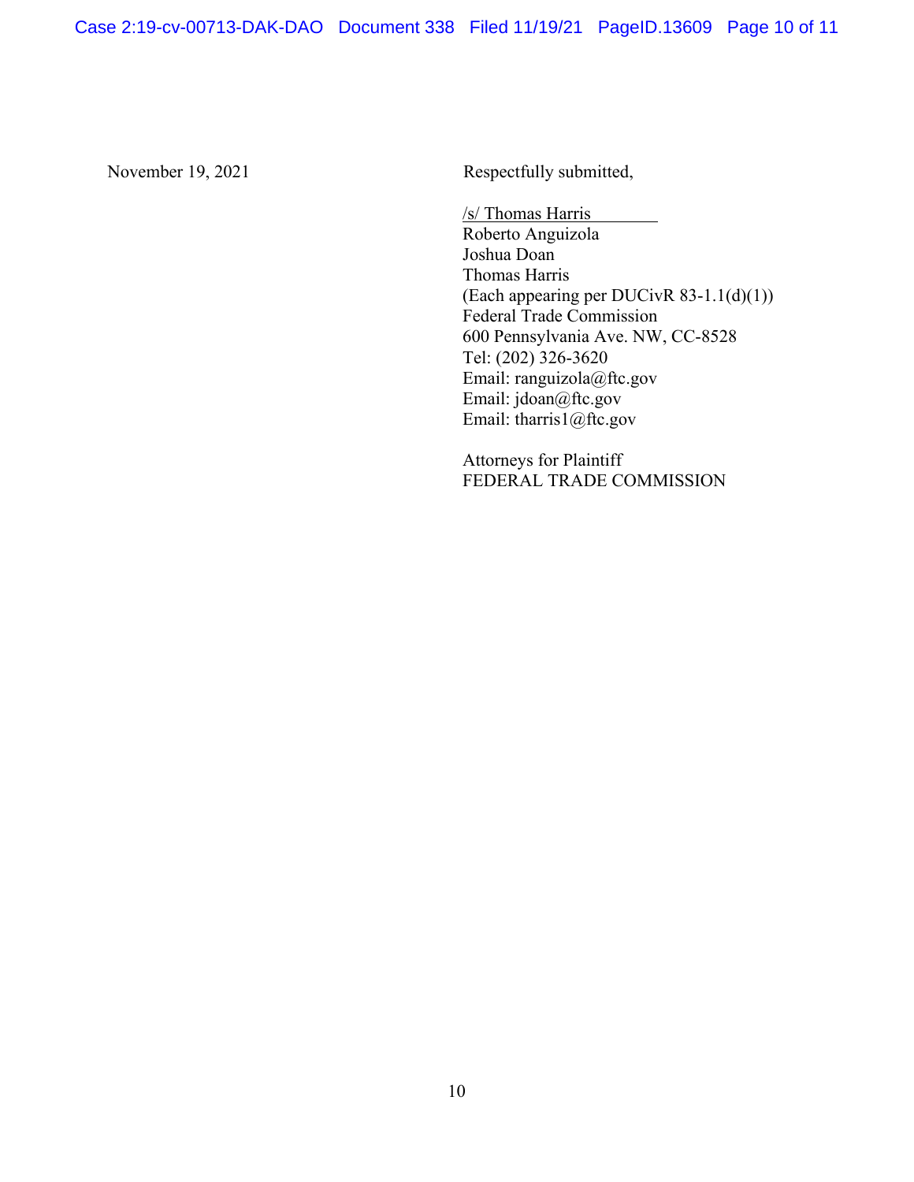November 19, 2021

Respectfully submitted,

/s/ Thomas Harris
Roberto Anguizola
Joshua Doan
Thomas Harris
(Each appearing per DUCivR 83-1.1(d)(1))
Federal Trade Commission
600 Pennsylvania Ave. NW, CC-8528
Tel: (202) 326-3620
Email: ranguizola@ftc.gov
Email: jdoan@ftc.gov
Email: tharris1@ftc.gov

Attorneys for Plaintiff
FEDERAL TRADE COMMISSION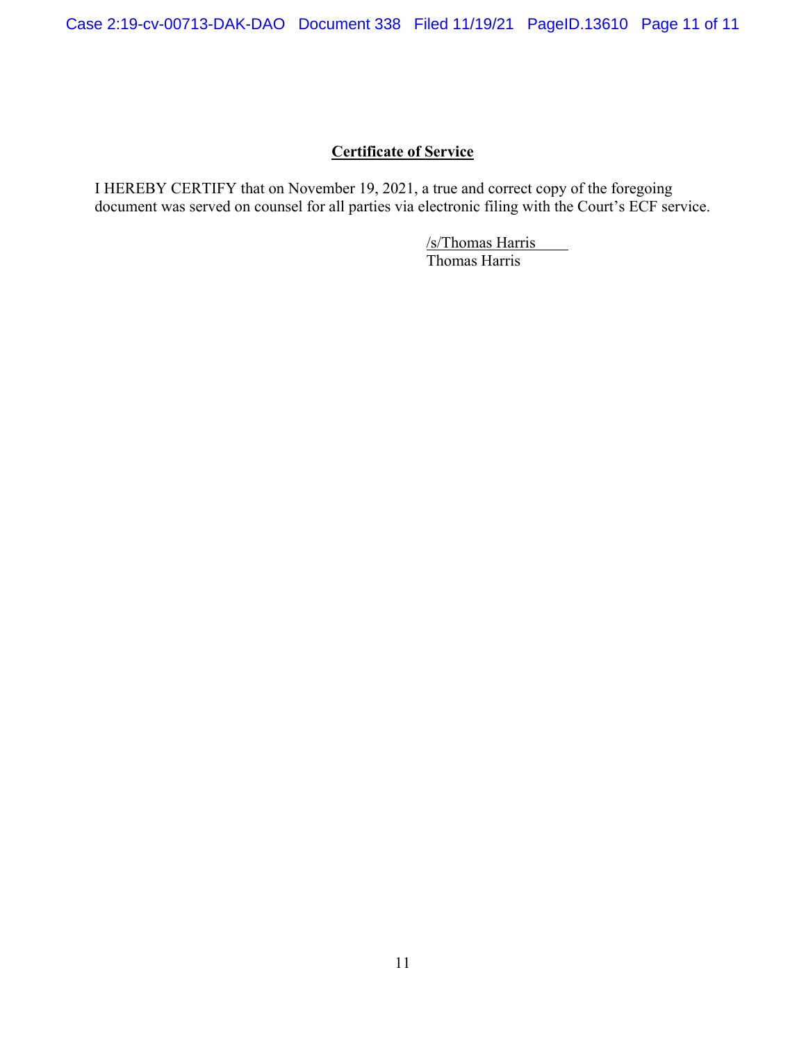**Certificate of Service**

I HEREBY CERTIFY that on November 19, 2021, a true and correct copy of the foregoing document was served on counsel for all parties via electronic filing with the Court's ECF service.

/s/Thomas Harris
Thomas Harris